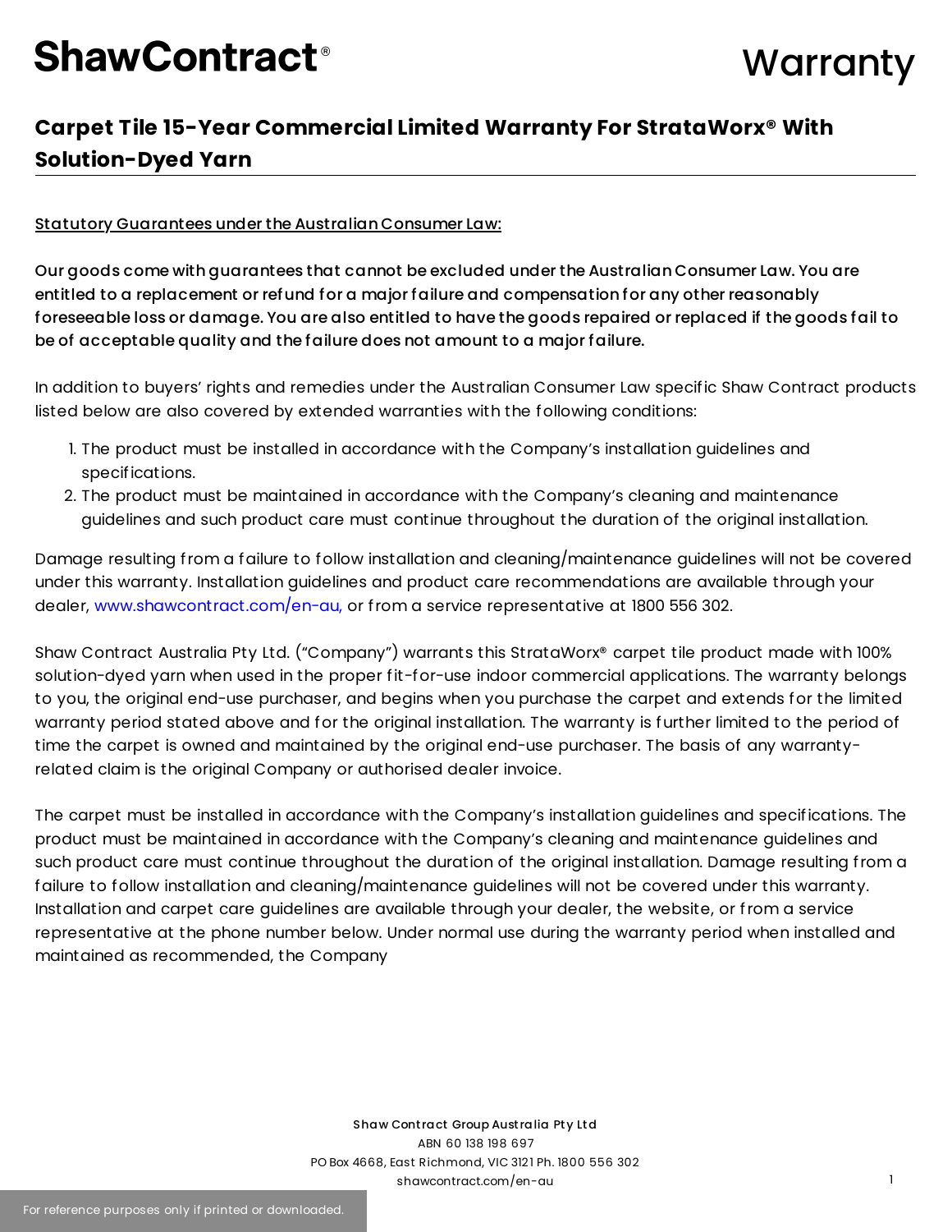ShawContract®

# Warranty

## Carpet Tile 15-Year Commercial Limited Warranty For StrataWorx® With Solution-Dyed Yarn

Statutory Guarantees under the Australian Consumer Law:

**Our goods come with guarantees that cannot be excluded under the Australian Consumer Law. You are entitled to a replacement or refund for a major failure and compensation for any other reasonably foreseeable loss or damage. You are also entitled to have the goods repaired or replaced if the goods fail to be of acceptable quality and the failure does not amount to a major failure.**

In addition to buyers' rights and remedies under the Australian Consumer Law specific Shaw Contract products listed below are also covered by extended warranties with the following conditions:

1. The product must be installed in accordance with the Company's installation guidelines and specifications.
2. The product must be maintained in accordance with the Company's cleaning and maintenance guidelines and such product care must continue throughout the duration of the original installation.

Damage resulting from a failure to follow installation and cleaning/maintenance guidelines will not be covered under this warranty. Installation guidelines and product care recommendations are available through your dealer, www.shawcontract.com/en-au, or from a service representative at 1800 556 302.

Shaw Contract Australia Pty Ltd. ("Company") warrants this StrataWorx® carpet tile product made with 100% solution-dyed yarn when used in the proper fit-for-use indoor commercial applications. The warranty belongs to you, the original end-use purchaser, and begins when you purchase the carpet and extends for the limited warranty period stated above and for the original installation. The warranty is further limited to the period of time the carpet is owned and maintained by the original end-use purchaser. The basis of any warranty-related claim is the original Company or authorised dealer invoice.

The carpet must be installed in accordance with the Company's installation guidelines and specifications. The product must be maintained in accordance with the Company's cleaning and maintenance guidelines and such product care must continue throughout the duration of the original installation. Damage resulting from a failure to follow installation and cleaning/maintenance guidelines will not be covered under this warranty. Installation and carpet care guidelines are available through your dealer, the website, or from a service representative at the phone number below. Under normal use during the warranty period when installed and maintained as recommended, the Company

**Shaw Contract Group Australia Pty Ltd**
ABN 60 138 198 697
PO Box 4668, East Richmond, VIC 3121 Ph. 1800 556 302
shawcontract.com/en-au

For reference purposes only if printed or downloaded.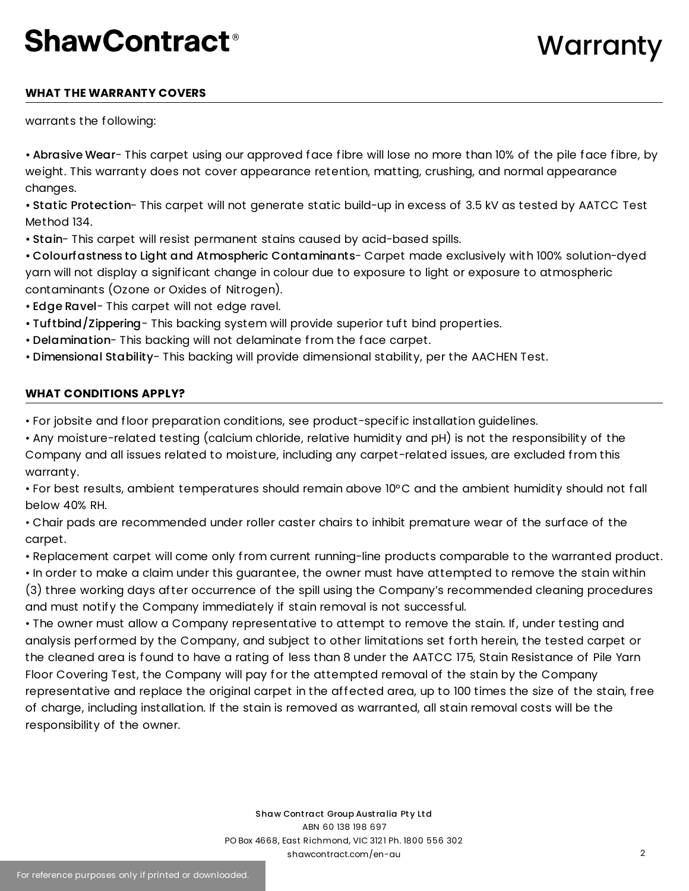## WHAT THE WARRANTY COVERS

warrants the following:

- **Abrasive Wear**- This carpet using our approved face fibre will lose no more than 10% of the pile face fibre, by weight. This warranty does not cover appearance retention, matting, crushing, and normal appearance changes.
- **Static Protection**- This carpet will not generate static build-up in excess of 3.5 kV as tested by AATCC Test Method 134.
- **Stain**- This carpet will resist permanent stains caused by acid-based spills.
- **Colourfastness to Light and Atmospheric Contaminants**- Carpet made exclusively with 100% solution-dyed yarn will not display a significant change in colour due to exposure to light or exposure to atmospheric contaminants (Ozone or Oxides of Nitrogen).
- **Edge Ravel**- This carpet will not edge ravel.
- **Tuftbind/Zippering**- This backing system will provide superior tuft bind properties.
- **Delamination**- This backing will not delaminate from the face carpet.
- **Dimensional Stability**- This backing will provide dimensional stability, per the AACHEN Test.

## WHAT CONDITIONS APPLY?

- For jobsite and floor preparation conditions, see product-specific installation guidelines.
- Any moisture-related testing (calcium chloride, relative humidity and pH) is not the responsibility of the Company and all issues related to moisture, including any carpet-related issues, are excluded from this warranty.
- For best results, ambient temperatures should remain above 10°C and the ambient humidity should not fall below 40% RH.
- Chair pads are recommended under roller caster chairs to inhibit premature wear of the surface of the carpet.
- Replacement carpet will come only from current running-line products comparable to the warranted product.
- In order to make a claim under this guarantee, the owner must have attempted to remove the stain within (3) three working days after occurrence of the spill using the Company's recommended cleaning procedures and must notify the Company immediately if stain removal is not successful.
- The owner must allow a Company representative to attempt to remove the stain. If, under testing and analysis performed by the Company, and subject to other limitations set forth herein, the tested carpet or the cleaned area is found to have a rating of less than 8 under the AATCC 175, Stain Resistance of Pile Yarn Floor Covering Test, the Company will pay for the attempted removal of the stain by the Company representative and replace the original carpet in the affected area, up to 100 times the size of the stain, free of charge, including installation. If the stain is removed as warranted, all stain removal costs will be the responsibility of the owner.

**Shaw Contract Group Australia Pty Ltd**
ABN 60 138 198 697
PO Box 4668, East Richmond, VIC 3121 Ph. 1800 556 302
shawcontract.com/en-au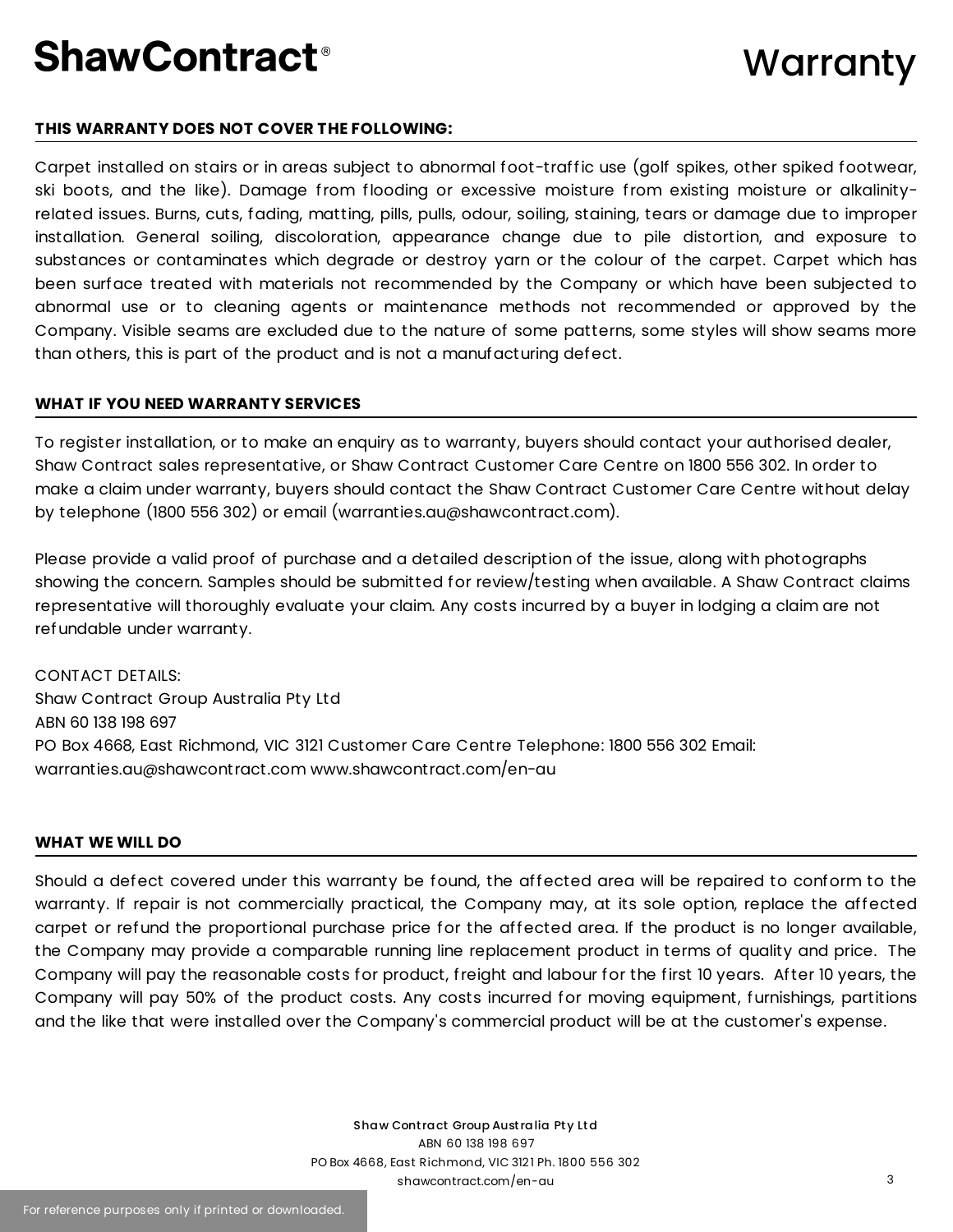## THIS WARRANTY DOES NOT COVER THE FOLLOWING:

Carpet installed on stairs or in areas subject to abnormal foot-traffic use (golf spikes, other spiked footwear, ski boots, and the like). Damage from flooding or excessive moisture from existing moisture or alkalinity-related issues. Burns, cuts, fading, matting, pills, pulls, odour, soiling, staining, tears or damage due to improper installation. General soiling, discoloration, appearance change due to pile distortion, and exposure to substances or contaminates which degrade or destroy yarn or the colour of the carpet. Carpet which has been surface treated with materials not recommended by the Company or which have been subjected to abnormal use or to cleaning agents or maintenance methods not recommended or approved by the Company. Visible seams are excluded due to the nature of some patterns, some styles will show seams more than others, this is part of the product and is not a manufacturing defect.

## WHAT IF YOU NEED WARRANTY SERVICES

To register installation, or to make an enquiry as to warranty, buyers should contact your authorised dealer, Shaw Contract sales representative, or Shaw Contract Customer Care Centre on 1800 556 302. In order to make a claim under warranty, buyers should contact the Shaw Contract Customer Care Centre without delay by telephone (1800 556 302) or email (warranties.au@shawcontract.com).

Please provide a valid proof of purchase and a detailed description of the issue, along with photographs showing the concern. Samples should be submitted for review/testing when available. A Shaw Contract claims representative will thoroughly evaluate your claim. Any costs incurred by a buyer in lodging a claim are not refundable under warranty.

CONTACT DETAILS:
Shaw Contract Group Australia Pty Ltd
ABN 60 138 198 697
PO Box 4668, East Richmond, VIC 3121 Customer Care Centre Telephone: 1800 556 302 Email: warranties.au@shawcontract.com www.shawcontract.com/en-au

## WHAT WE WILL DO

Should a defect covered under this warranty be found, the affected area will be repaired to conform to the warranty. If repair is not commercially practical, the Company may, at its sole option, replace the affected carpet or refund the proportional purchase price for the affected area. If the product is no longer available, the Company may provide a comparable running line replacement product in terms of quality and price. The Company will pay the reasonable costs for product, freight and labour for the first 10 years. After 10 years, the Company will pay 50% of the product costs. Any costs incurred for moving equipment, furnishings, partitions and the like that were installed over the Company's commercial product will be at the customer's expense.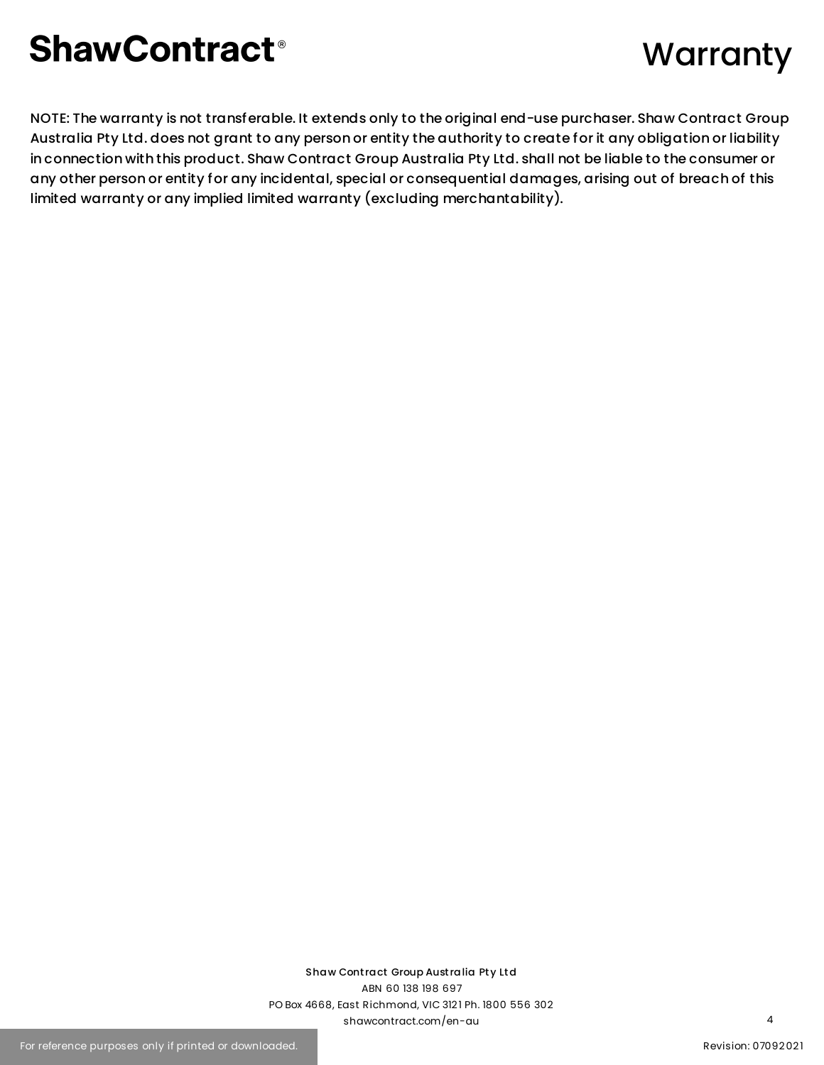NOTE: The warranty is not transferable. It extends only to the original end-use purchaser. Shaw Contract Group Australia Pty Ltd. does not grant to any person or entity the authority to create for it any obligation or liability in connection with this product. Shaw Contract Group Australia Pty Ltd. shall not be liable to the consumer or any other person or entity for any incidental, special or consequential damages, arising out of breach of this limited warranty or any implied limited warranty (excluding merchantability).